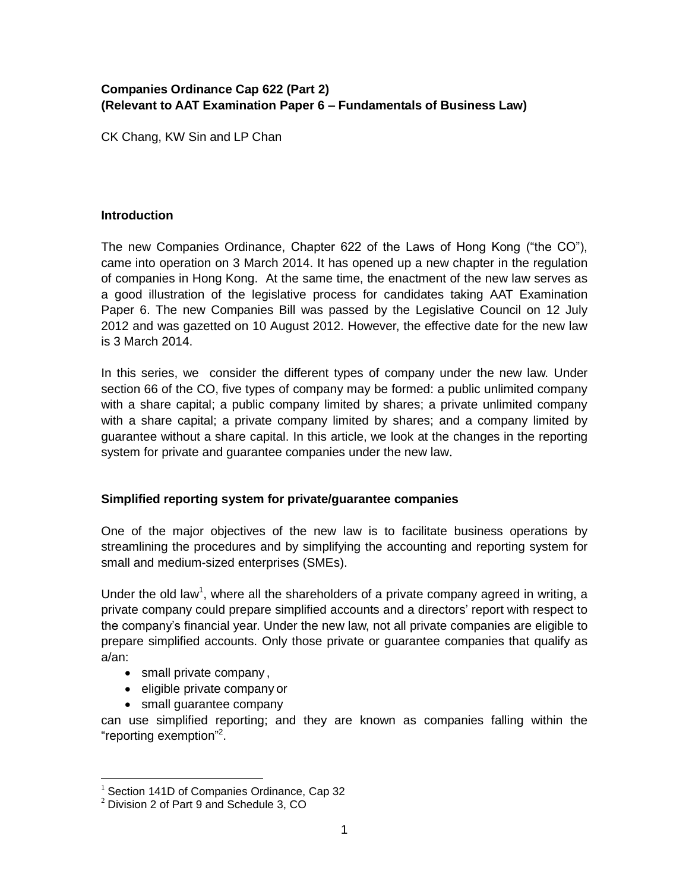**Companies Ordinance Cap 622 (Part 2)**
**(Relevant to AAT Examination Paper 6 – Fundamentals of Business Law)**

CK Chang, KW Sin and LP Chan

### Introduction

The new Companies Ordinance, Chapter 622 of the Laws of Hong Kong ("the CO"), came into operation on 3 March 2014. It has opened up a new chapter in the regulation of companies in Hong Kong. At the same time, the enactment of the new law serves as a good illustration of the legislative process for candidates taking AAT Examination Paper 6. The new Companies Bill was passed by the Legislative Council on 12 July 2012 and was gazetted on 10 August 2012. However, the effective date for the new law is 3 March 2014.

In this series, we consider the different types of company under the new law. Under section 66 of the CO, five types of company may be formed: a public unlimited company with a share capital; a public company limited by shares; a private unlimited company with a share capital; a private company limited by shares; and a company limited by guarantee without a share capital. In this article, we look at the changes in the reporting system for private and guarantee companies under the new law.

### Simplified reporting system for private/guarantee companies

One of the major objectives of the new law is to facilitate business operations by streamlining the procedures and by simplifying the accounting and reporting system for small and medium-sized enterprises (SMEs).

Under the old law[1], where all the shareholders of a private company agreed in writing, a private company could prepare simplified accounts and a directors' report with respect to the company's financial year. Under the new law, not all private companies are eligible to prepare simplified accounts. Only those private or guarantee companies that qualify as a/an:

- small private company ,
- eligible private company or
- small guarantee company

can use simplified reporting; and they are known as companies falling within the "reporting exemption"[2].

---

[1] Section 141D of Companies Ordinance, Cap 32
[2] Division 2 of Part 9 and Schedule 3, CO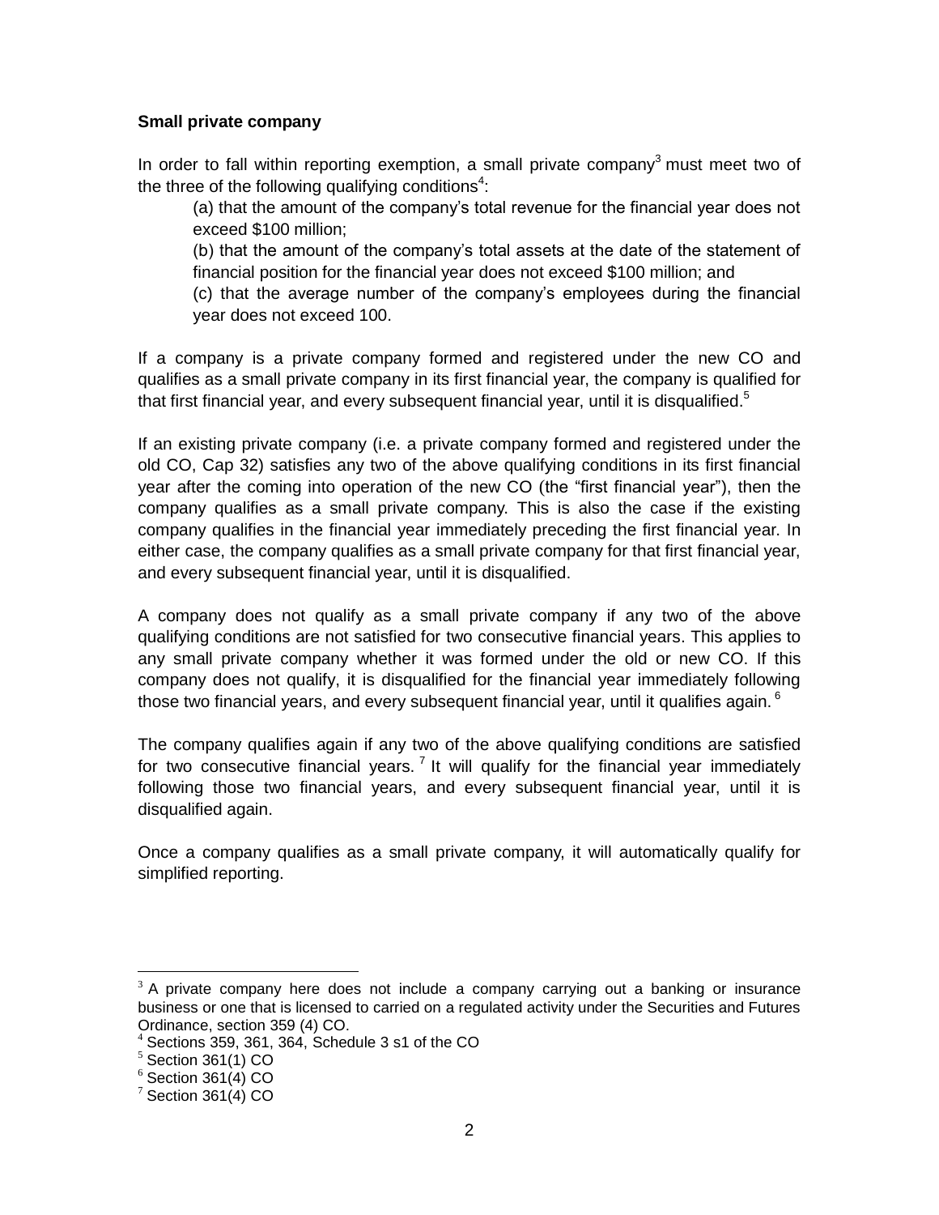**Small private company**

In order to fall within reporting exemption, a small private company[3] must meet two of the three of the following qualifying conditions[4]:

(a) that the amount of the company's total revenue for the financial year does not exceed $100 million;

(b) that the amount of the company's total assets at the date of the statement of financial position for the financial year does not exceed $100 million; and

(c) that the average number of the company's employees during the financial year does not exceed 100.

If a company is a private company formed and registered under the new CO and qualifies as a small private company in its first financial year, the company is qualified for that first financial year, and every subsequent financial year, until it is disqualified.[5]

If an existing private company (i.e. a private company formed and registered under the old CO, Cap 32) satisfies any two of the above qualifying conditions in its first financial year after the coming into operation of the new CO (the "first financial year"), then the company qualifies as a small private company. This is also the case if the existing company qualifies in the financial year immediately preceding the first financial year. In either case, the company qualifies as a small private company for that first financial year, and every subsequent financial year, until it is disqualified.

A company does not qualify as a small private company if any two of the above qualifying conditions are not satisfied for two consecutive financial years. This applies to any small private company whether it was formed under the old or new CO. If this company does not qualify, it is disqualified for the financial year immediately following those two financial years, and every subsequent financial year, until it qualifies again.[6]

The company qualifies again if any two of the above qualifying conditions are satisfied for two consecutive financial years.[7] It will qualify for the financial year immediately following those two financial years, and every subsequent financial year, until it is disqualified again.

Once a company qualifies as a small private company, it will automatically qualify for simplified reporting.

---

[3] A private company here does not include a company carrying out a banking or insurance business or one that is licensed to carried on a regulated activity under the Securities and Futures Ordinance, section 359 (4) CO.

[4] Sections 359, 361, 364, Schedule 3 s1 of the CO

[5] Section 361(1) CO

[6] Section 361(4) CO

[7] Section 361(4) CO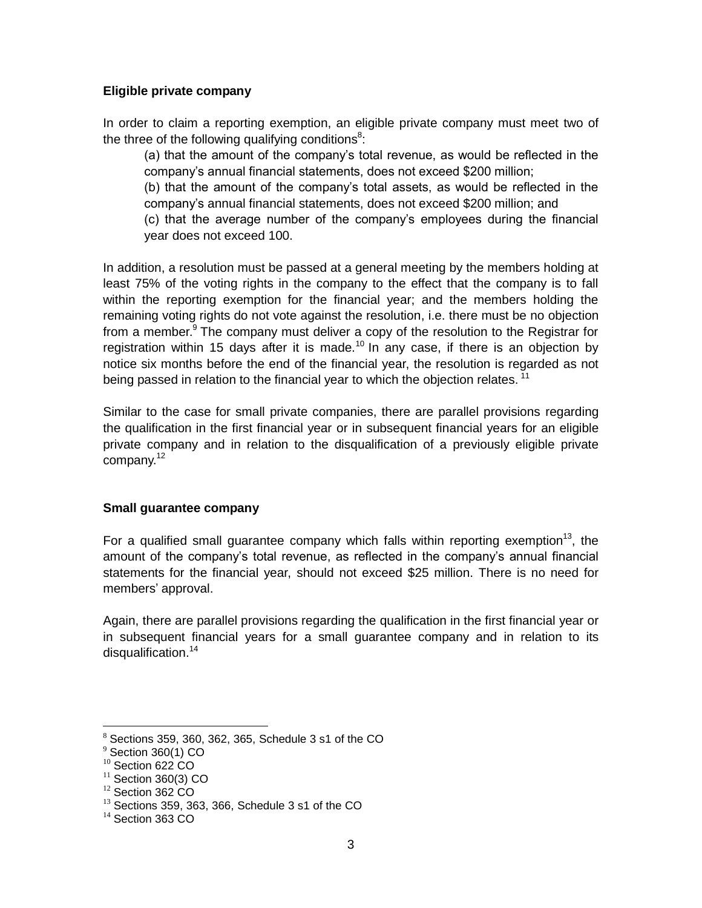**Eligible private company**

In order to claim a reporting exemption, an eligible private company must meet two of the three of the following qualifying conditions[8]:

(a) that the amount of the company's total revenue, as would be reflected in the company's annual financial statements, does not exceed $200 million;

(b) that the amount of the company's total assets, as would be reflected in the company's annual financial statements, does not exceed $200 million; and

(c) that the average number of the company's employees during the financial year does not exceed 100.

In addition, a resolution must be passed at a general meeting by the members holding at least 75% of the voting rights in the company to the effect that the company is to fall within the reporting exemption for the financial year; and the members holding the remaining voting rights do not vote against the resolution, i.e. there must be no objection from a member.[9] The company must deliver a copy of the resolution to the Registrar for registration within 15 days after it is made.[10] In any case, if there is an objection by notice six months before the end of the financial year, the resolution is regarded as not being passed in relation to the financial year to which the objection relates.[11]

Similar to the case for small private companies, there are parallel provisions regarding the qualification in the first financial year or in subsequent financial years for an eligible private company and in relation to the disqualification of a previously eligible private company.[12]

**Small guarantee company**

For a qualified small guarantee company which falls within reporting exemption[13], the amount of the company's total revenue, as reflected in the company's annual financial statements for the financial year, should not exceed $25 million. There is no need for members' approval.

Again, there are parallel provisions regarding the qualification in the first financial year or in subsequent financial years for a small guarantee company and in relation to its disqualification.[14]

---

[8] Sections 359, 360, 362, 365, Schedule 3 s1 of the CO

[9] Section 360(1) CO

[10] Section 622 CO

[11] Section 360(3) CO

[12] Section 362 CO

[13] Sections 359, 363, 366, Schedule 3 s1 of the CO

[14] Section 363 CO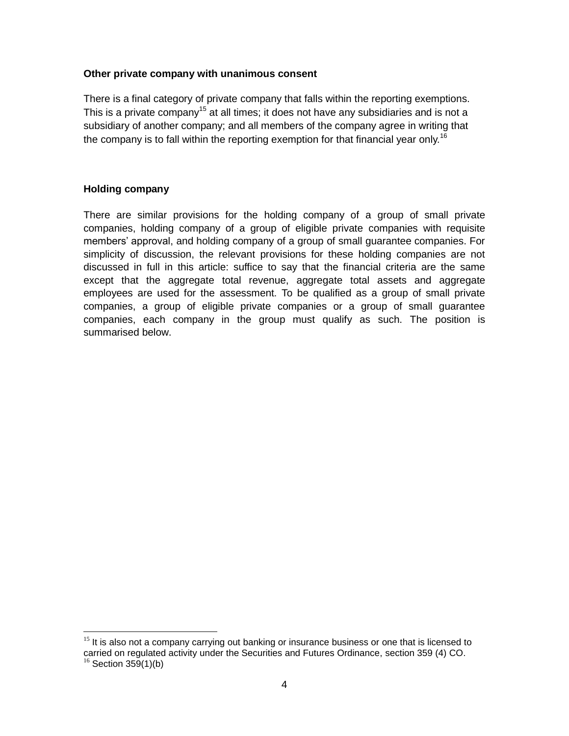**Other private company with unanimous consent**

There is a final category of private company that falls within the reporting exemptions. This is a private company[15] at all times; it does not have any subsidiaries and is not a subsidiary of another company; and all members of the company agree in writing that the company is to fall within the reporting exemption for that financial year only.[16]

**Holding company**

There are similar provisions for the holding company of a group of small private companies, holding company of a group of eligible private companies with requisite members' approval, and holding company of a group of small guarantee companies. For simplicity of discussion, the relevant provisions for these holding companies are not discussed in full in this article: suffice to say that the financial criteria are the same except that the aggregate total revenue, aggregate total assets and aggregate employees are used for the assessment. To be qualified as a group of small private companies, a group of eligible private companies or a group of small guarantee companies, each company in the group must qualify as such. The position is summarised below.

---

[15] It is also not a company carrying out banking or insurance business or one that is licensed to carried on regulated activity under the Securities and Futures Ordinance, section 359 (4) CO.

[16] Section 359(1)(b)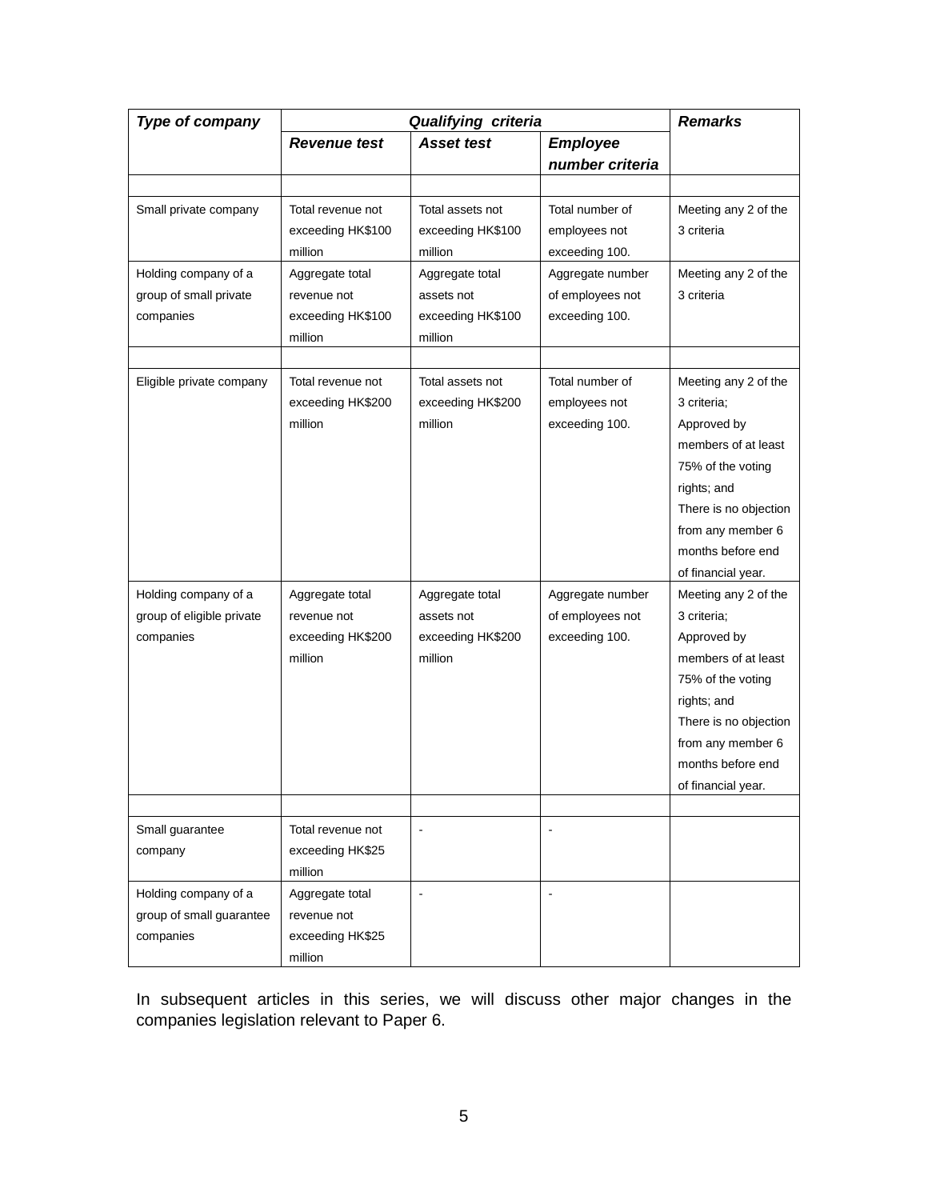| *Type of company* | *Qualifying criteria* | | | *Remarks* |
|---|---|---|---|---|
| | *Revenue test* | *Asset test* | *Employee number criteria* | |
| | | | | |
| Small private company | Total revenue not exceeding HK$100 million | Total assets not exceeding HK$100 million | Total number of employees not exceeding 100. | Meeting any 2 of the 3 criteria |
| Holding company of a group of small private companies | Aggregate total revenue not exceeding HK$100 million | Aggregate total assets not exceeding HK$100 million | Aggregate number of employees not exceeding 100. | Meeting any 2 of the 3 criteria |
| | | | | |
| Eligible private company | Total revenue not exceeding HK$200 million | Total assets not exceeding HK$200 million | Total number of employees not exceeding 100. | Meeting any 2 of the 3 criteria; Approved by members of at least 75% of the voting rights; and There is no objection from any member 6 months before end of financial year. |
| Holding company of a group of eligible private companies | Aggregate total revenue not exceeding HK$200 million | Aggregate total assets not exceeding HK$200 million | Aggregate number of employees not exceeding 100. | Meeting any 2 of the 3 criteria; Approved by members of at least 75% of the voting rights; and There is no objection from any member 6 months before end of financial year. |
| | | | | |
| Small guarantee company | Total revenue not exceeding HK$25 million | - | - | |
| Holding company of a group of small guarantee companies | Aggregate total revenue not exceeding HK$25 million | - | - | |

In subsequent articles in this series, we will discuss other major changes in the companies legislation relevant to Paper 6.